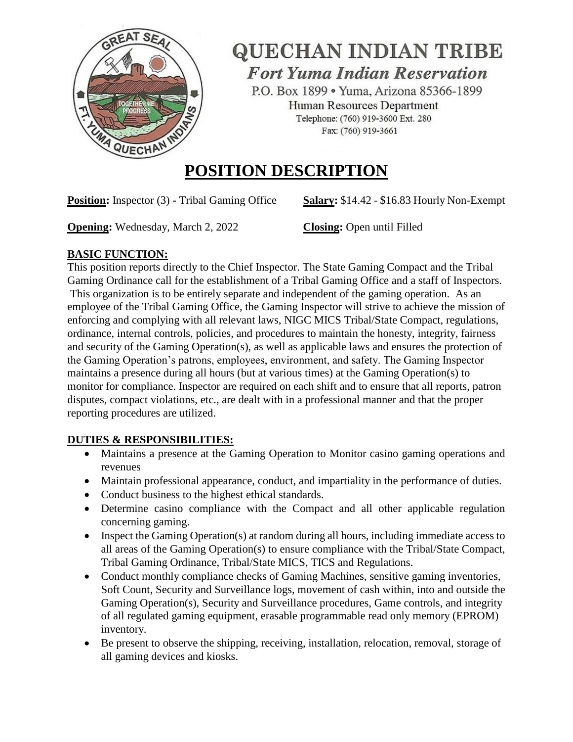# QUECHAN INDIAN TRIBE

## *Fort Yuma Indian Reservation*

P.O. Box 1899 • Yuma, Arizona 85366-1899
Human Resources Department
Telephone: (760) 919-3600 Ext. 280
Fax: (760) 919-3661

# POSITION DESCRIPTION

**Position:** Inspector (3) - Tribal Gaming Office **Salary:** $14.42 - $16.83 Hourly Non-Exempt

**Opening:** Wednesday, March 2, 2022 **Closing:** Open until Filled

**BASIC FUNCTION:**

This position reports directly to the Chief Inspector. The State Gaming Compact and the Tribal Gaming Ordinance call for the establishment of a Tribal Gaming Office and a staff of Inspectors. This organization is to be entirely separate and independent of the gaming operation. As an employee of the Tribal Gaming Office, the Gaming Inspector will strive to achieve the mission of enforcing and complying with all relevant laws, NIGC MICS Tribal/State Compact, regulations, ordinance, internal controls, policies, and procedures to maintain the honesty, integrity, fairness and security of the Gaming Operation(s), as well as applicable laws and ensures the protection of the Gaming Operation's patrons, employees, environment, and safety. The Gaming Inspector maintains a presence during all hours (but at various times) at the Gaming Operation(s) to monitor for compliance. Inspector are required on each shift and to ensure that all reports, patron disputes, compact violations, etc., are dealt with in a professional manner and that the proper reporting procedures are utilized.

**DUTIES & RESPONSIBILITIES:**

- Maintains a presence at the Gaming Operation to Monitor casino gaming operations and revenues
- Maintain professional appearance, conduct, and impartiality in the performance of duties.
- Conduct business to the highest ethical standards.
- Determine casino compliance with the Compact and all other applicable regulation concerning gaming.
- Inspect the Gaming Operation(s) at random during all hours, including immediate access to all areas of the Gaming Operation(s) to ensure compliance with the Tribal/State Compact, Tribal Gaming Ordinance, Tribal/State MICS, TICS and Regulations.
- Conduct monthly compliance checks of Gaming Machines, sensitive gaming inventories, Soft Count, Security and Surveillance logs, movement of cash within, into and outside the Gaming Operation(s), Security and Surveillance procedures, Game controls, and integrity of all regulated gaming equipment, erasable programmable read only memory (EPROM) inventory.
- Be present to observe the shipping, receiving, installation, relocation, removal, storage of all gaming devices and kiosks.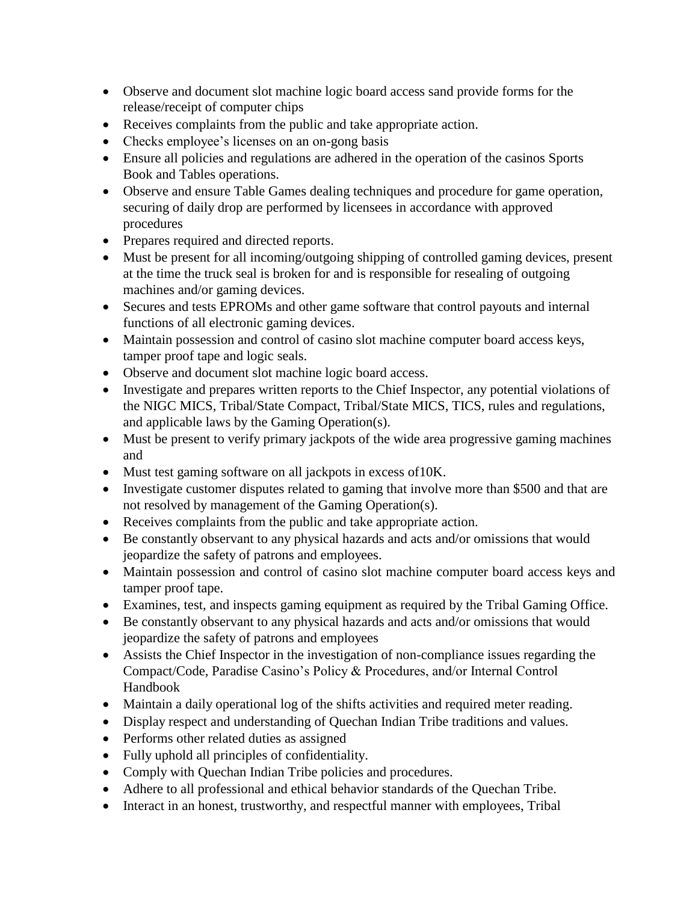- Observe and document slot machine logic board access sand provide forms for the release/receipt of computer chips
- Receives complaints from the public and take appropriate action.
- Checks employee's licenses on an on-gong basis
- Ensure all policies and regulations are adhered in the operation of the casinos Sports Book and Tables operations.
- Observe and ensure Table Games dealing techniques and procedure for game operation, securing of daily drop are performed by licensees in accordance with approved procedures
- Prepares required and directed reports.
- Must be present for all incoming/outgoing shipping of controlled gaming devices, present at the time the truck seal is broken for and is responsible for resealing of outgoing machines and/or gaming devices.
- Secures and tests EPROMs and other game software that control payouts and internal functions of all electronic gaming devices.
- Maintain possession and control of casino slot machine computer board access keys, tamper proof tape and logic seals.
- Observe and document slot machine logic board access.
- Investigate and prepares written reports to the Chief Inspector, any potential violations of the NIGC MICS, Tribal/State Compact, Tribal/State MICS, TICS, rules and regulations, and applicable laws by the Gaming Operation(s).
- Must be present to verify primary jackpots of the wide area progressive gaming machines and
- Must test gaming software on all jackpots in excess of10K.
- Investigate customer disputes related to gaming that involve more than $500 and that are not resolved by management of the Gaming Operation(s).
- Receives complaints from the public and take appropriate action.
- Be constantly observant to any physical hazards and acts and/or omissions that would jeopardize the safety of patrons and employees.
- Maintain possession and control of casino slot machine computer board access keys and tamper proof tape.
- Examines, test, and inspects gaming equipment as required by the Tribal Gaming Office.
- Be constantly observant to any physical hazards and acts and/or omissions that would jeopardize the safety of patrons and employees
- Assists the Chief Inspector in the investigation of non-compliance issues regarding the Compact/Code, Paradise Casino's Policy & Procedures, and/or Internal Control Handbook
- Maintain a daily operational log of the shifts activities and required meter reading.
- Display respect and understanding of Quechan Indian Tribe traditions and values.
- Performs other related duties as assigned
- Fully uphold all principles of confidentiality.
- Comply with Quechan Indian Tribe policies and procedures.
- Adhere to all professional and ethical behavior standards of the Quechan Tribe.
- Interact in an honest, trustworthy, and respectful manner with employees, Tribal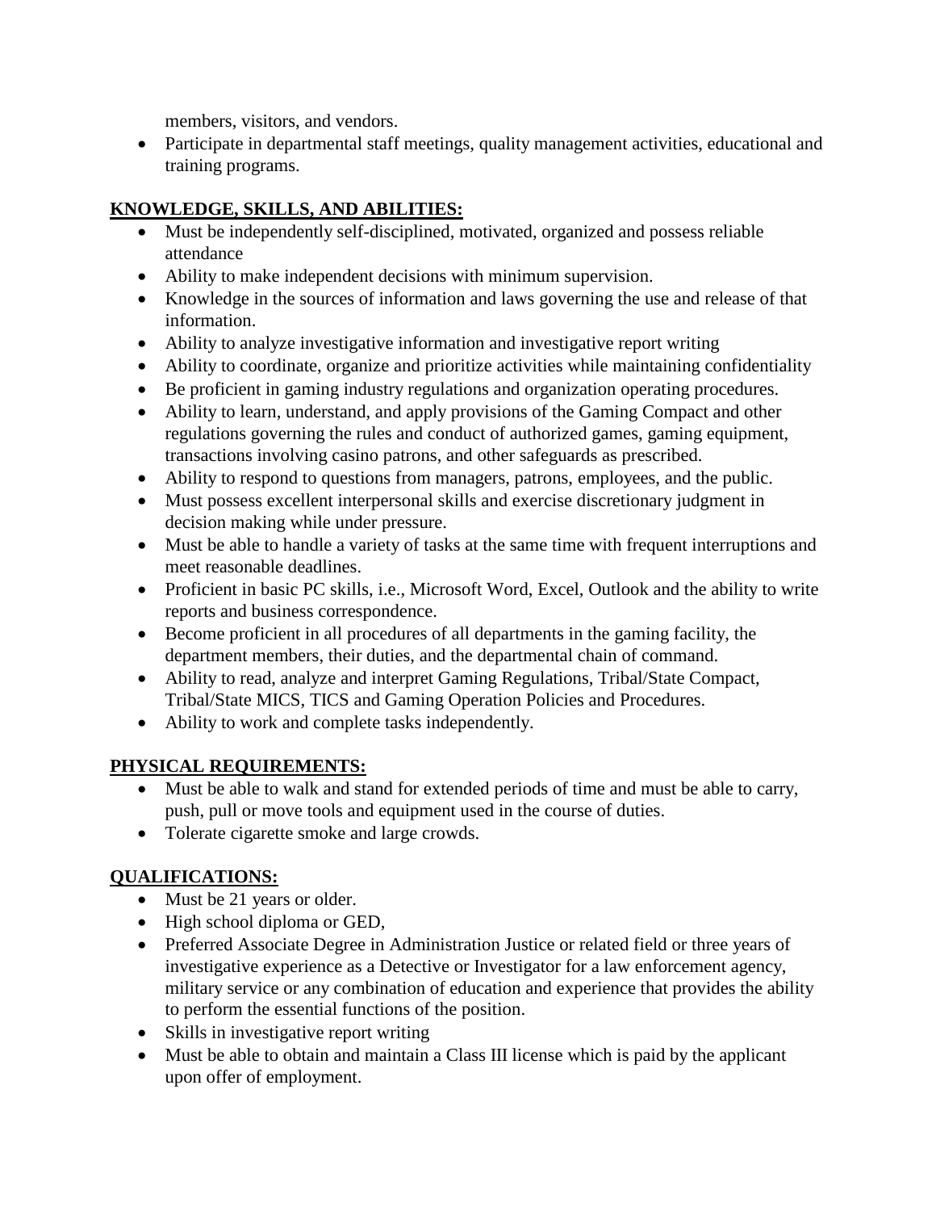members, visitors, and vendors.
- Participate in departmental staff meetings, quality management activities, educational and training programs.

**KNOWLEDGE, SKILLS, AND ABILITIES:**

- Must be independently self-disciplined, motivated, organized and possess reliable attendance
- Ability to make independent decisions with minimum supervision.
- Knowledge in the sources of information and laws governing the use and release of that information.
- Ability to analyze investigative information and investigative report writing
- Ability to coordinate, organize and prioritize activities while maintaining confidentiality
- Be proficient in gaming industry regulations and organization operating procedures.
- Ability to learn, understand, and apply provisions of the Gaming Compact and other regulations governing the rules and conduct of authorized games, gaming equipment, transactions involving casino patrons, and other safeguards as prescribed.
- Ability to respond to questions from managers, patrons, employees, and the public.
- Must possess excellent interpersonal skills and exercise discretionary judgment in decision making while under pressure.
- Must be able to handle a variety of tasks at the same time with frequent interruptions and meet reasonable deadlines.
- Proficient in basic PC skills, i.e., Microsoft Word, Excel, Outlook and the ability to write reports and business correspondence.
- Become proficient in all procedures of all departments in the gaming facility, the department members, their duties, and the departmental chain of command.
- Ability to read, analyze and interpret Gaming Regulations, Tribal/State Compact, Tribal/State MICS, TICS and Gaming Operation Policies and Procedures.
- Ability to work and complete tasks independently.

**PHYSICAL REQUIREMENTS:**

- Must be able to walk and stand for extended periods of time and must be able to carry, push, pull or move tools and equipment used in the course of duties.
- Tolerate cigarette smoke and large crowds.

**QUALIFICATIONS:**

- Must be 21 years or older.
- High school diploma or GED,
- Preferred Associate Degree in Administration Justice or related field or three years of investigative experience as a Detective or Investigator for a law enforcement agency, military service or any combination of education and experience that provides the ability to perform the essential functions of the position.
- Skills in investigative report writing
- Must be able to obtain and maintain a Class III license which is paid by the applicant upon offer of employment.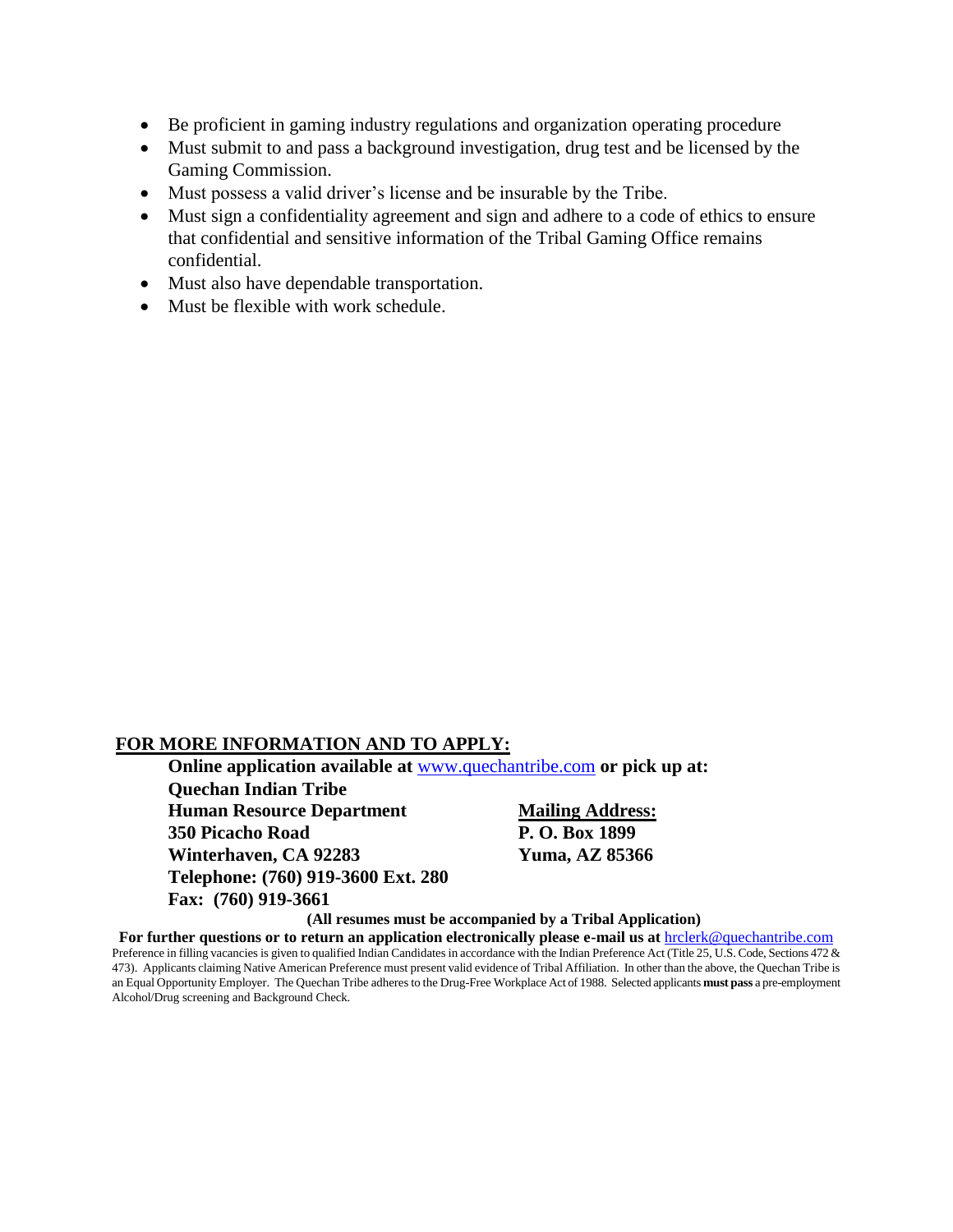- Be proficient in gaming industry regulations and organization operating procedure
- Must submit to and pass a background investigation, drug test and be licensed by the Gaming Commission.
- Must possess a valid driver's license and be insurable by the Tribe.
- Must sign a confidentiality agreement and sign and adhere to a code of ethics to ensure that confidential and sensitive information of the Tribal Gaming Office remains confidential.
- Must also have dependable transportation.
- Must be flexible with work schedule.

**FOR MORE INFORMATION AND TO APPLY:**

**Online application available at** www.quechantribe.com **or pick up at:**

**Quechan Indian Tribe**
**Human Resource Department**
**350 Picacho Road**
**Winterhaven, CA 92283**
**Telephone: (760) 919-3600 Ext. 280**
**Fax: (760) 919-3661**

**Mailing Address:**
**P. O. Box 1899**
**Yuma, AZ 85366**

**(All resumes must be accompanied by a Tribal Application)**

**For further questions or to return an application electronically please e-mail us at** hrclerk@quechantribe.com

Preference in filling vacancies is given to qualified Indian Candidates in accordance with the Indian Preference Act (Title 25, U.S. Code, Sections 472 & 473). Applicants claiming Native American Preference must present valid evidence of Tribal Affiliation. In other than the above, the Quechan Tribe is an Equal Opportunity Employer. The Quechan Tribe adheres to the Drug-Free Workplace Act of 1988. Selected applicants **must pass** a pre-employment Alcohol/Drug screening and Background Check.